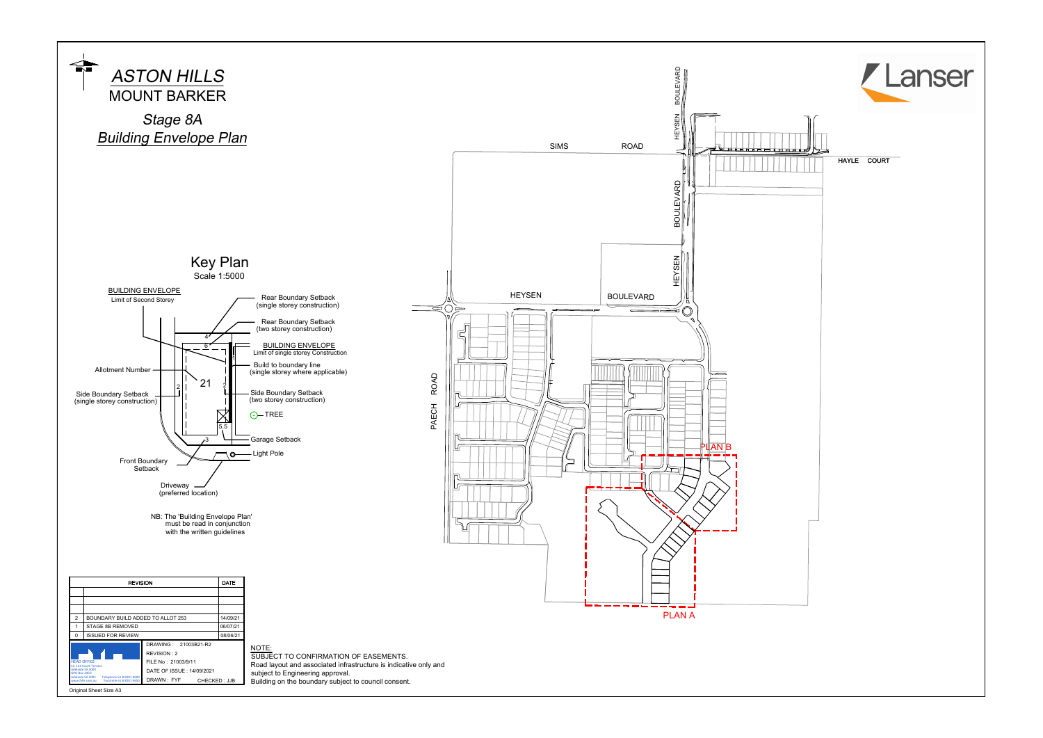# *ASTON HILLS*

## MOUNT BARKER

## *Stage 8A*

## *Building Envelope Plan*

Lanser

### Key Plan

Scale 1:5000

SIMS ROAD

HAYLE COURT

HEYSEN BOULEVARD

PAECH ROAD

PLAN A

PLAN B

BUILDING ENVELOPE
Limit of Second Storey

Rear Boundary Setback (single storey construction)

Rear Boundary Setback (two storey construction)

BUILDING ENVELOPE
Limit of single storey Construction

Build to boundary line (single storey where applicable)

Allotment Number

Side Boundary Setback (single storey construction)

Side Boundary Setback (two storey construction)

TREE

Garage Setback

Light Pole

Front Boundary Setback

Driveway (preferred location)

NB: The 'Building Envelope Plan' must be read in conjunction with the written guidelines

| | REVISION | DATE |
|---|---|---|
| | | |
| | | |
| | | |
| 2 | BOUNDARY BUILD ADDED TO ALLOT 253 | 14/09/21 |
| 1 | STAGE 8B REMOVED | 06/07/21 |
| 0 | ISSUED FOR REVIEW | 08/06/21 |

DRAWING : 21003B21-R2
REVISION : 2
FILE No : 21003/9/11
DATE OF ISSUE : 14/09/2021
DRAWN : FYF CHECKED : JJB

Original Sheet Size A3

NOTE:
SUBJECT TO CONFIRMATION OF EASEMENTS.
Road layout and associated infrastructure is indicative only and subject to Engineering approval.
Building on the boundary subject to council consent.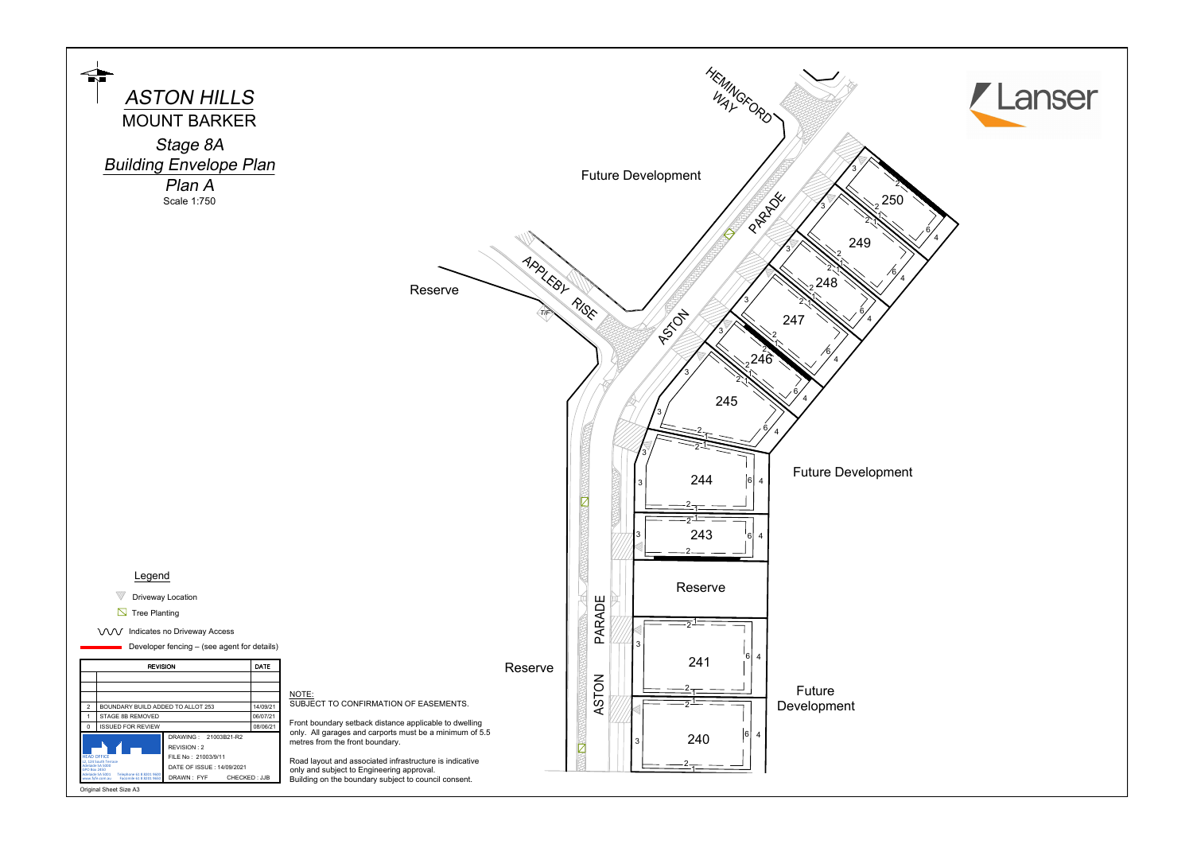# *ASTON HILLS*

## MOUNT BARKER

### *Stage 8A*

### *Building Envelope Plan*

### *Plan A*

Scale 1:750

Lanser

HEMINGFORD WAY

Future Development

ASTON PARADE

APPLEBY RISE

Reserve

T/F

250

249

248

247

246

245

244

243

Reserve

241

240

Future Development

Future Development

Reserve

ASTON PARADE

Legend

- Driveway Location
- Tree Planting
- Indicates no Driveway Access
- Developer fencing – (see agent for details)

| | REVISION | DATE |
|---|---|---|
| | | |
| | | |
| | | |
| 2 | BOUNDARY BUILD ADDED TO ALLOT 253 | 14/09/21 |
| 1 | STAGE 8B REMOVED | 06/07/21 |
| 0 | ISSUED FOR REVIEW | 08/06/21 |

DRAWING : 21003B21-R2
REVISION : 2
FILE No : 21003/9/11
DATE OF ISSUE : 14/09/2021
DRAWN : FYF CHECKED : JJB

Original Sheet Size A3

NOTE:
SUBJECT TO CONFIRMATION OF EASEMENTS.

Front boundary setback distance applicable to dwelling only. All garages and carports must be a minimum of 5.5 metres from the front boundary.

Road layout and associated infrastructure is indicative only and subject to Engineering approval.
Building on the boundary subject to council consent.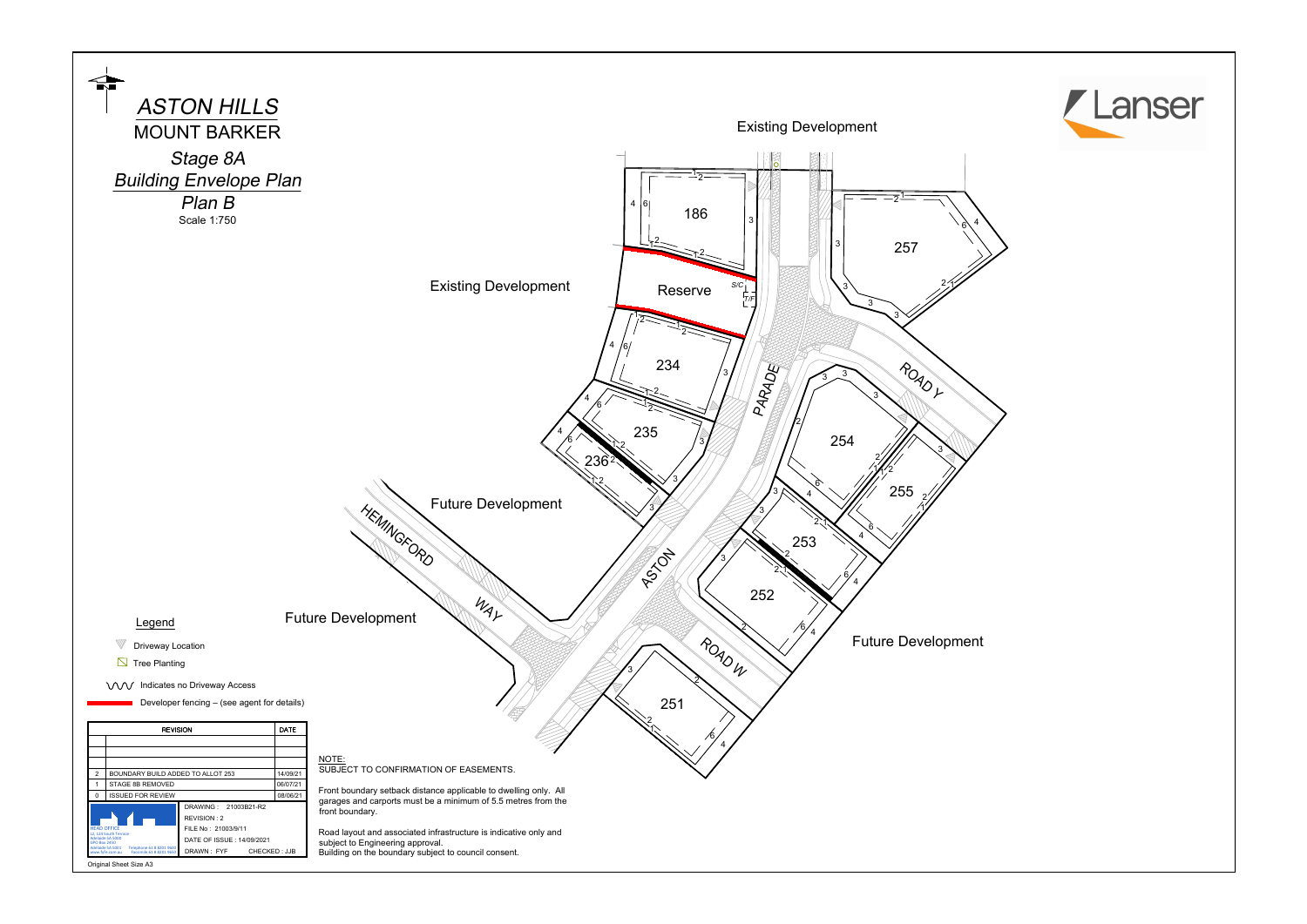# ASTON HILLS

## MOUNT BARKER

### *Stage 8A*

### *Building Envelope Plan*

### *Plan B*

Scale 1:750

Existing Development

Existing Development

Future Development

Future Development

Future Development

186

Reserve

234

235

236

257

254

255

253

252

251

PARADE

ASTON

ROAD Y

ROAD W

HEMINGFORD

WAY

S/C

T/F

Lanser

## Legend

- Driveway Location
- Tree Planting
- Indicates no Driveway Access
- Developer fencing – (see agent for details)

| REVISION | | DATE |
|---|---|---|
| | | |
| | | |
| | | |
| 2 | BOUNDARY BUILD ADDED TO ALLOT 253 | 14/09/21 |
| 1 | STAGE 8B REMOVED | 06/07/21 |
| 0 | ISSUED FOR REVIEW | 08/06/21 |

DRAWING : 21003B21-R2

REVISION : 2

FILE No : 21003/9/11

DATE OF ISSUE : 14/09/2021

DRAWN : FYF CHECKED : JJB

HEAD OFFICE

12, 124 South Terrace

Adelaide SA 5000

GPO Box 2450

Adelaide SA 5001 Telephone 61 8 8201 9600

www.fyfe.com.au Facsimile 61 8 8201 9650

Original Sheet Size A3

NOTE:

SUBJECT TO CONFIRMATION OF EASEMENTS.

Front boundary setback distance applicable to dwelling only. All garages and carports must be a minimum of 5.5 metres from the front boundary.

Road layout and associated infrastructure is indicative only and subject to Engineering approval.

Building on the boundary subject to council consent.